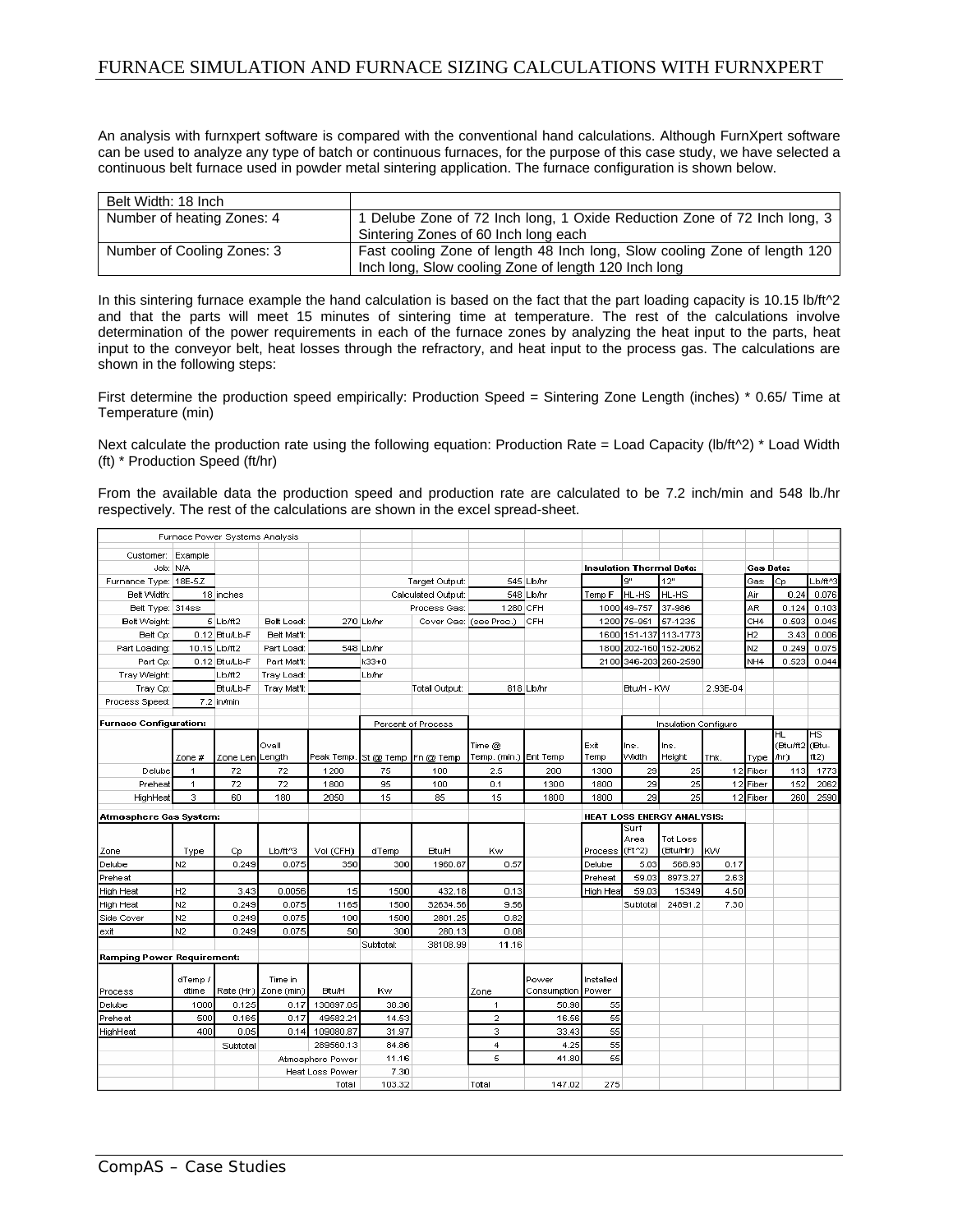# FURNACE SIMULATION AND FURNACE SIZING CALCULATIONS WITH FURNXPERT

An analysis with furnxpert software is compared with the conventional hand calculations. Although FurnXpert software can be used to analyze any type of batch or continuous furnaces, for the purpose of this case study, we have selected a continuous belt furnace used in powder metal sintering application. The furnace configuration is shown below.

| Belt Width: 18 Inch | |
|---|---|
| Number of heating Zones: 4 | 1 Delube Zone of 72 Inch long, 1 Oxide Reduction Zone of 72 Inch long, 3 Sintering Zones of 60 Inch long each |
| Number of Cooling Zones: 3 | Fast cooling Zone of length 48 Inch long, Slow cooling Zone of length 120 Inch long, Slow cooling Zone of length 120 Inch long |

In this sintering furnace example the hand calculation is based on the fact that the part loading capacity is 10.15 lb/ft^2 and that the parts will meet 15 minutes of sintering time at temperature. The rest of the calculations involve determination of the power requirements in each of the furnace zones by analyzing the heat input to the parts, heat input to the conveyor belt, heat losses through the refractory, and heat input to the process gas. The calculations are shown in the following steps:

First determine the production speed empirically: Production Speed = Sintering Zone Length (inches) * 0.65/ Time at Temperature (min)

Next calculate the production rate using the following equation: Production Rate = Load Capacity (lb/ft^2) * Load Width (ft) * Production Speed (ft/hr)

From the available data the production speed and production rate are calculated to be 7.2 inch/min and 548 lb./hr respectively. The rest of the calculations are shown in the excel spread-sheet.

**Furnace Power Systems Analysis**

| | | | | | | | | |
|---|---|---|---|---|---|---|---|---|
| Customer: | Example | | | | | | | |
| Job: | N/A | | | | | | | |
| Furnace Type: | 18E-5Z | | | | | Target Output: | 545 | Lb/hr |
| Belt Width: | 18 | inches | | | | Calculated Output: | 548 | Lb/hr |
| Belt Type: | 314ss | | | | | Process Gas: | 1280 | CFH |
| Belt Weight: | 5 | Lb/ft2 | Belt Load: | 270 | Lb/hr | Cover Gas: | (see Proc.) | CFH |
| Belt Cp: | 0.12 | Btu/Lb-F | Belt Mat'l: | | | | | |
| Part Loading: | 10.15 | Lb/ft2 | Part Load: | 548 | Lb/hr | | | |
| Part Cp: | 0.12 | Btu/Lb-F | Part Mat'l: | | k33+0 | | | |
| Tray Weight: | | Lb/ft2 | Tray Load: | | Lb/hr | | | |
| Tray Cp: | | Btu/Lb-F | Tray Mat'l: | | | Total Output: | 818 | Lb/hr |
| Process Speed: | 7.2 | in/min | | | | | | |

**Insulation Thermal Data:**

| Temp F | 9" HL-HS | 12" HL-HS |
|---|---|---|
| 1000 | 49-757 | 37-986 |
| 1200 | 75-951 | 57-1235 |
| 1600 | 151-137 | 113-1773 |
| 1800 | 202-160 | 152-2062 |
| 2100 | 346-203 | 260-2590 |

Btu/H - KW: 2.93E-04

**Gas Data:**

| Gas | Cp | Lb/ft^3 |
|---|---|---|
| Air | 0.24 | 0.076 |
| AR | 0.124 | 0.103 |
| CH4 | 0.593 | 0.045 |
| H2 | 3.43 | 0.006 |
| N2 | 0.249 | 0.075 |
| NH4 | 0.523 | 0.044 |

**Furnace Configuration:**

| | Zone # | Zone Len | Ovall Length | Peak Temp. | Percent of Process St @ Temp | Fn @ Temp | Time @ Temp. (min.) | Ent Temp | Exit Temp | Insulation Configure Ins. Width | Ins. Height | Thk. | Type | HL (Btu/ft2/hr) | HS (Btu-ft2) |
|---|---|---|---|---|---|---|---|---|---|---|---|---|---|---|---|
| Delube | 1 | 72 | 72 | 1200 | 75 | 100 | 2.5 | 200 | 1300 | 29 | 25 | 12 | Fiber | 113 | 1773 |
| Preheat | 1 | 72 | 72 | 1800 | 95 | 100 | 0.1 | 1300 | 1800 | 29 | 25 | 12 | Fiber | 152 | 2062 |
| HighHeat | 3 | 60 | 180 | 2050 | 15 | 85 | 15 | 1800 | 1800 | 29 | 25 | 12 | Fiber | 260 | 2590 |

**Atmosphere Gas System:**

| Zone | Type | Cp | Lb/ft^3 | Vol (CFH) | dTemp | Btu/H | Kw |
|---|---|---|---|---|---|---|---|
| Delube | N2 | 0.249 | 0.075 | 350 | 300 | 1960.67 | 0.57 |
| Preheat | | | | | | | |
| High Heat | H2 | 3.43 | 0.0056 | 15 | 1500 | 432.18 | 0.13 |
| High Heat | N2 | 0.249 | 0.075 | 1165 | 1500 | 32634.56 | 9.56 |
| Side Cover | N2 | 0.249 | 0.075 | 100 | 1500 | 2801.25 | 0.82 |
| exit | N2 | 0.249 | 0.075 | 50 | 300 | 280.13 | 0.08 |
| | | | | | Subtotal: | 38108.99 | 11.16 |

**HEAT LOSS ENERGY ANALYSIS:**

| Process | Surf Area (Ft^2) | Tot Loss (Btu/Hr) | KW |
|---|---|---|---|
| Delube | 5.03 | 568.93 | 0.17 |
| Preheat | 59.03 | 8973.27 | 2.63 |
| High Hea | 59.03 | 15349 | 4.50 |
| | Subtotal | 24891.2 | 7.30 |

**Ramping Power Requirement:**

| Process | dTemp / dtime | Rate (Hr) | Time in Zone (min) | Btu/H | Kw |
|---|---|---|---|---|---|
| Delube | 1000 | 0.125 | 0.17 | 130697.05 | 38.36 |
| Preheat | 500 | 0.165 | 0.17 | 49582.21 | 14.53 |
| HighHeat | 400 | 0.05 | 0.14 | 109080.87 | 31.97 |
| | | Subtotal | | 289560.13 | 84.86 |
| | | | Atmosphere Power | | 11.16 |
| | | | Heat Loss Power | | 7.30 |
| | | | Total | | 103.32 |

| Zone | Power Consumption | Installed Power |
|---|---|---|
| 1 | 50.96 | 55 |
| 2 | 16.56 | 55 |
| 3 | 33.43 | 55 |
| 4 | 4.25 | 55 |
| 5 | 41.80 | 55 |
| Total | 147.02 | 275 |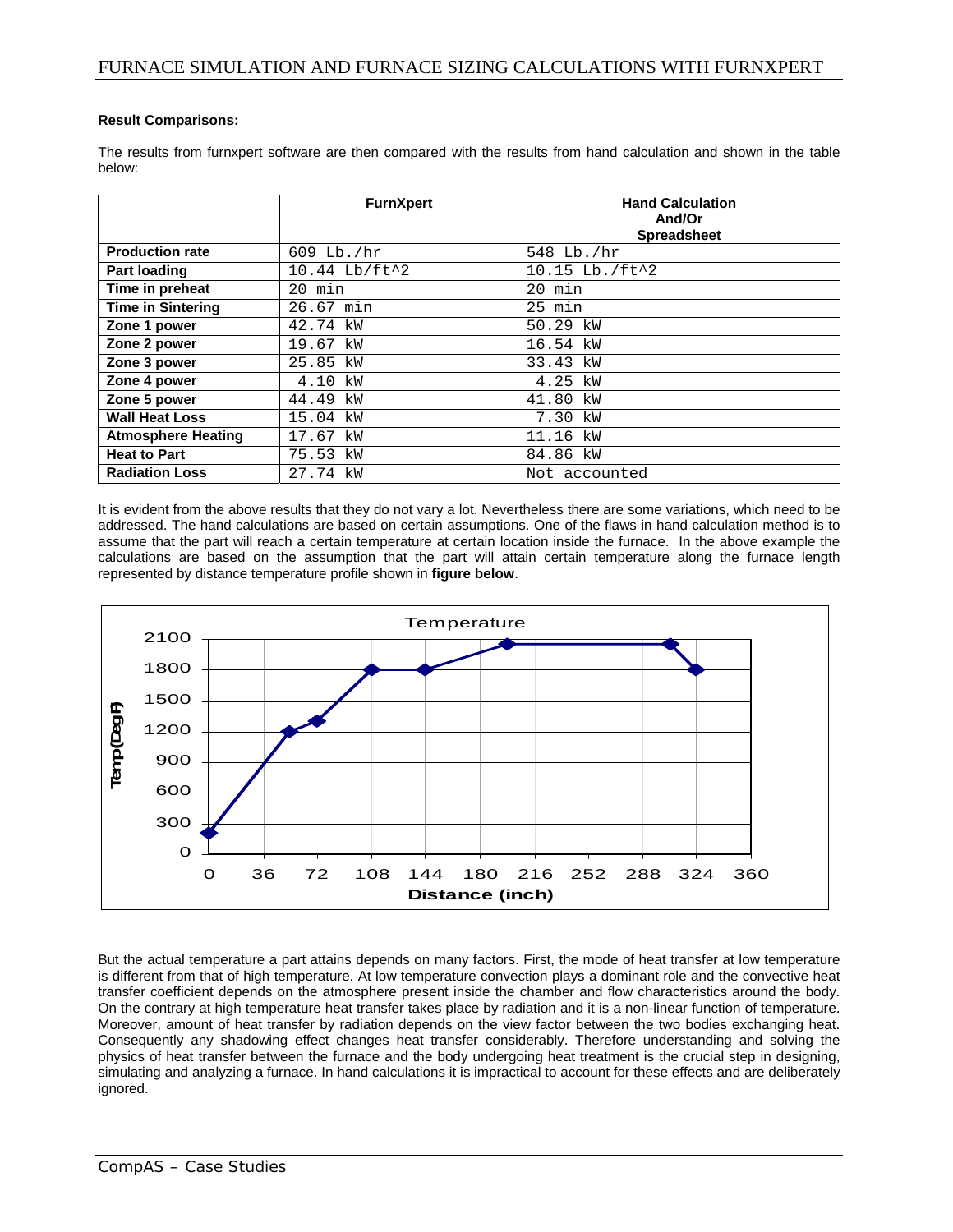**Result Comparisons:**

The results from furnxpert software are then compared with the results from hand calculation and shown in the table below:

| | FurnXpert | Hand Calculation And/Or Spreadsheet |
|---|---|---|
| **Production rate** | 609 Lb./hr | 548 Lb./hr |
| **Part loading** | 10.44 Lb/ft^2 | 10.15 Lb./ft^2 |
| **Time in preheat** | 20 min | 20 min |
| **Time in Sintering** | 26.67 min | 25 min |
| **Zone 1 power** | 42.74 kW | 50.29 kW |
| **Zone 2 power** | 19.67 kW | 16.54 kW |
| **Zone 3 power** | 25.85 kW | 33.43 kW |
| **Zone 4 power** | 4.10 kW | 4.25 kW |
| **Zone 5 power** | 44.49 kW | 41.80 kW |
| **Wall Heat Loss** | 15.04 kW | 7.30 kW |
| **Atmosphere Heating** | 17.67 kW | 11.16 kW |
| **Heat to Part** | 75.53 kW | 84.86 kW |
| **Radiation Loss** | 27.74 kW | Not accounted |

It is evident from the above results that they do not vary a lot. Nevertheless there are some variations, which need to be addressed. The hand calculations are based on certain assumptions. One of the flaws in hand calculation method is to assume that the part will reach a certain temperature at certain location inside the furnace. In the above example the calculations are based on the assumption that the part will attain certain temperature along the furnace length represented by distance temperature profile shown in **figure below**.

But the actual temperature a part attains depends on many factors. First, the mode of heat transfer at low temperature is different from that of high temperature. At low temperature convection plays a dominant role and the convective heat transfer coefficient depends on the atmosphere present inside the chamber and flow characteristics around the body. On the contrary at high temperature heat transfer takes place by radiation and it is a non-linear function of temperature. Moreover, amount of heat transfer by radiation depends on the view factor between the two bodies exchanging heat. Consequently any shadowing effect changes heat transfer considerably. Therefore understanding and solving the physics of heat transfer between the furnace and the body undergoing heat treatment is the crucial step in designing, simulating and analyzing a furnace. In hand calculations it is impractical to account for these effects and are deliberately ignored.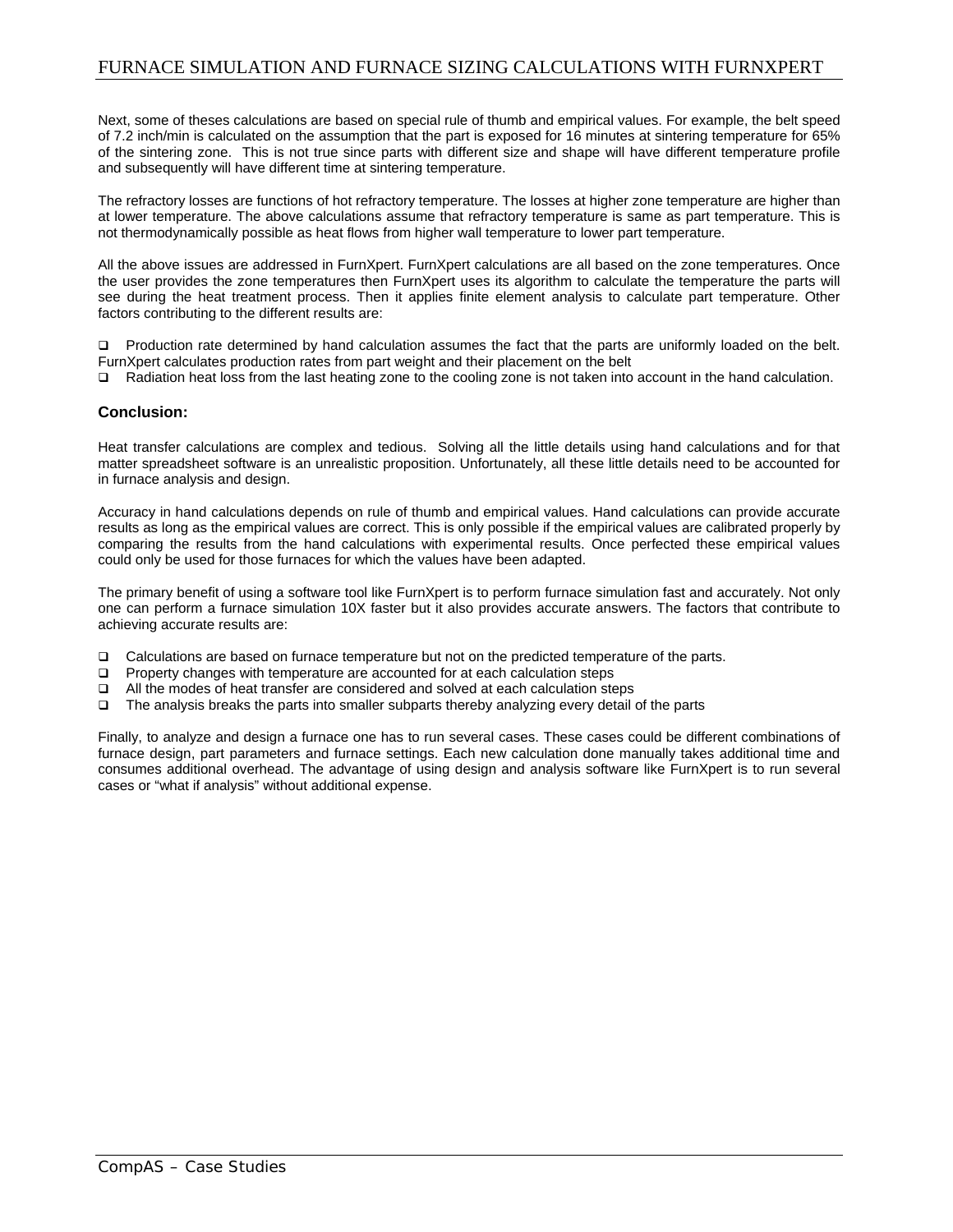Next, some of theses calculations are based on special rule of thumb and empirical values. For example, the belt speed of 7.2 inch/min is calculated on the assumption that the part is exposed for 16 minutes at sintering temperature for 65% of the sintering zone. This is not true since parts with different size and shape will have different temperature profile and subsequently will have different time at sintering temperature.

The refractory losses are functions of hot refractory temperature. The losses at higher zone temperature are higher than at lower temperature. The above calculations assume that refractory temperature is same as part temperature. This is not thermodynamically possible as heat flows from higher wall temperature to lower part temperature.

All the above issues are addressed in FurnXpert. FurnXpert calculations are all based on the zone temperatures. Once the user provides the zone temperatures then FurnXpert uses its algorithm to calculate the temperature the parts will see during the heat treatment process. Then it applies finite element analysis to calculate part temperature. Other factors contributing to the different results are:

- Production rate determined by hand calculation assumes the fact that the parts are uniformly loaded on the belt. FurnXpert calculates production rates from part weight and their placement on the belt
- Radiation heat loss from the last heating zone to the cooling zone is not taken into account in the hand calculation.

### Conclusion:

Heat transfer calculations are complex and tedious. Solving all the little details using hand calculations and for that matter spreadsheet software is an unrealistic proposition. Unfortunately, all these little details need to be accounted for in furnace analysis and design.

Accuracy in hand calculations depends on rule of thumb and empirical values. Hand calculations can provide accurate results as long as the empirical values are correct. This is only possible if the empirical values are calibrated properly by comparing the results from the hand calculations with experimental results. Once perfected these empirical values could only be used for those furnaces for which the values have been adapted.

The primary benefit of using a software tool like FurnXpert is to perform furnace simulation fast and accurately. Not only one can perform a furnace simulation 10X faster but it also provides accurate answers. The factors that contribute to achieving accurate results are:

- Calculations are based on furnace temperature but not on the predicted temperature of the parts.
- Property changes with temperature are accounted for at each calculation steps
- All the modes of heat transfer are considered and solved at each calculation steps
- The analysis breaks the parts into smaller subparts thereby analyzing every detail of the parts

Finally, to analyze and design a furnace one has to run several cases. These cases could be different combinations of furnace design, part parameters and furnace settings. Each new calculation done manually takes additional time and consumes additional overhead. The advantage of using design and analysis software like FurnXpert is to run several cases or "what if analysis" without additional expense.